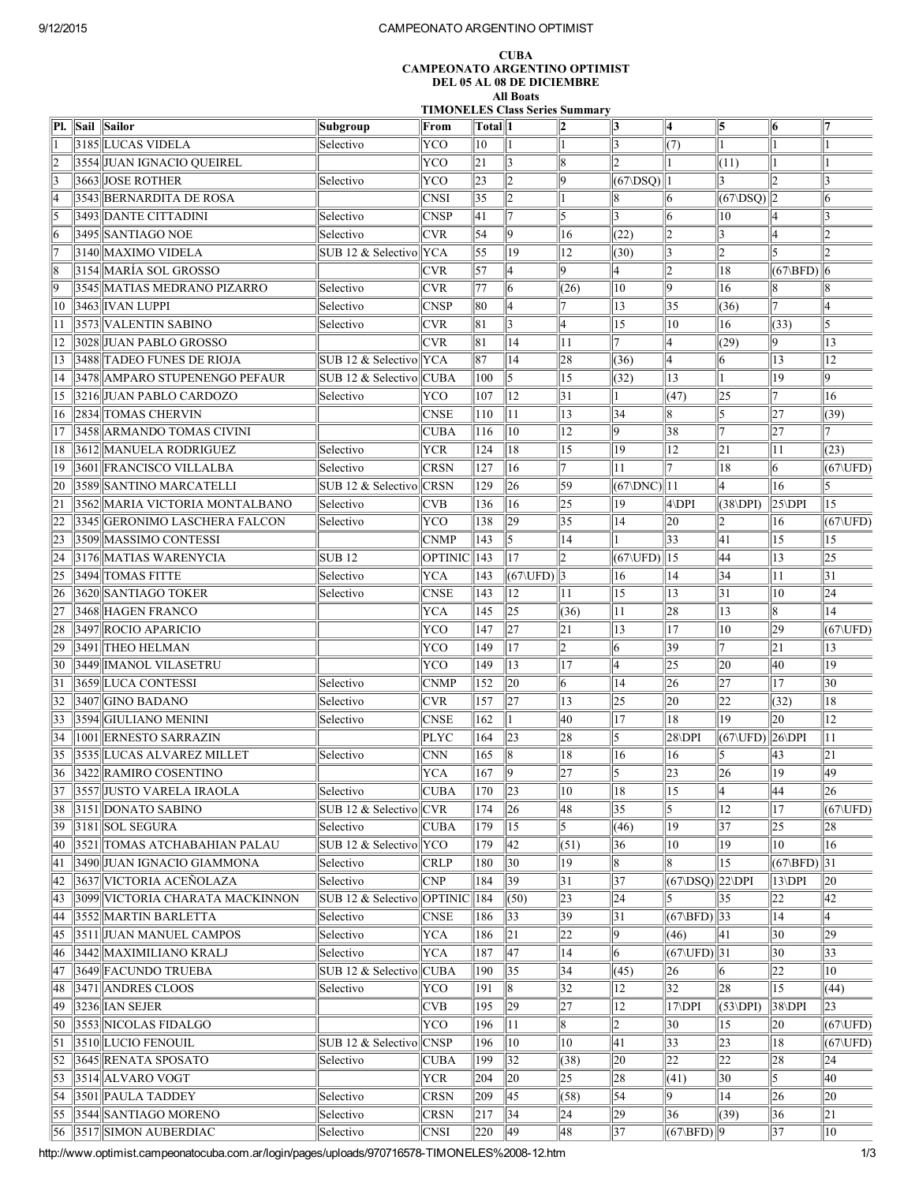**CUBA**
**CAMPEONATO ARGENTINO OPTIMIST**
**DEL 05 AL 08 DE DICIEMBRE**
**All Boats**
**TIMONELES Class Series Summary**

| Pl. | Sail | Sailor | Subgroup | From | Total | 1 | 2 | 3 | 4 | 5 | 6 | 7 |
|---|---|---|---|---|---|---|---|---|---|---|---|---|
| 1 | 3185 | LUCAS VIDELA | Selectivo | YCO | 10 | 1 | 1 | 3 | (7) | 1 | 1 | 1 |
| 2 | 3554 | JUAN IGNACIO QUEIREL | | YCO | 21 | 3 | 8 | 2 | 1 | (11) | 1 | 1 |
| 3 | 3663 | JOSE ROTHER | Selectivo | YCO | 23 | 2 | 9 | (67\DSQ) | 1 | 3 | 2 | 3 |
| 4 | 3543 | BERNARDITA DE ROSA | | CNSI | 35 | 2 | 1 | 8 | 6 | (67\DSQ) | 2 | 6 |
| 5 | 3493 | DANTE CITTADINI | Selectivo | CNSP | 41 | 7 | 5 | 3 | 6 | 10 | 4 | 3 |
| 6 | 3495 | SANTIAGO NOE | Selectivo | CVR | 54 | 9 | 16 | (22) | 2 | 3 | 4 | 2 |
| 7 | 3140 | MAXIMO VIDELA | SUB 12 & Selectivo | YCA | 55 | 19 | 12 | (30) | 3 | 2 | 5 | 2 |
| 8 | 3154 | MARÍA SOL GROSSO | | CVR | 57 | 4 | 9 | 4 | 2 | 18 | (67\BFD) | 6 |
| 9 | 3545 | MATIAS MEDRANO PIZARRO | Selectivo | CVR | 77 | 6 | (26) | 10 | 9 | 16 | 8 | 8 |
| 10 | 3463 | IVAN LUPPI | Selectivo | CNSP | 80 | 4 | 7 | 13 | 35 | (36) | 7 | 4 |
| 11 | 3573 | VALENTIN SABINO | Selectivo | CVR | 81 | 3 | 4 | 15 | 10 | 16 | (33) | 5 |
| 12 | 3028 | JUAN PABLO GROSSO | | CVR | 81 | 14 | 11 | 7 | 4 | (29) | 9 | 13 |
| 13 | 3488 | TADEO FUNES DE RIOJA | SUB 12 & Selectivo | YCA | 87 | 14 | 28 | (36) | 4 | 6 | 13 | 12 |
| 14 | 3478 | AMPARO STUPENENGO PEFAUR | SUB 12 & Selectivo | CUBA | 100 | 5 | 15 | (32) | 13 | 1 | 19 | 9 |
| 15 | 3216 | JUAN PABLO CARDOZO | Selectivo | YCO | 107 | 12 | 31 | 1 | (47) | 25 | 7 | 16 |
| 16 | 2834 | TOMAS CHERVIN | | CNSE | 110 | 11 | 13 | 34 | 8 | 5 | 27 | (39) |
| 17 | 3458 | ARMANDO TOMAS CIVINI | | CUBA | 116 | 10 | 12 | 9 | 38 | 7 | 27 | 7 |
| 18 | 3612 | MANUELA RODRIGUEZ | Selectivo | YCR | 124 | 18 | 15 | 19 | 12 | 21 | 11 | (23) |
| 19 | 3601 | FRANCISCO VILLALBA | Selectivo | CRSN | 127 | 16 | 7 | 11 | 7 | 18 | 6 | (67\UFD) |
| 20 | 3589 | SANTINO MARCATELLI | SUB 12 & Selectivo | CRSN | 129 | 26 | 59 | (67\DNC) | 11 | 4 | 16 | 5 |
| 21 | 3562 | MARIA VICTORIA MONTALBANO | Selectivo | CVB | 136 | 16 | 25 | 19 | 4\DPI | (38\DPI) | 25\DPI | 15 |
| 22 | 3345 | GERONIMO LASCHERA FALCON | Selectivo | YCO | 138 | 29 | 35 | 14 | 20 | 2 | 16 | (67\UFD) |
| 23 | 3509 | MASSIMO CONTESSI | | CNMP | 143 | 5 | 14 | 1 | 33 | 41 | 15 | 15 |
| 24 | 3176 | MATIAS WARENYCIA | SUB 12 | OPTINIC | 143 | 17 | 2 | (67\UFD) | 15 | 44 | 13 | 25 |
| 25 | 3494 | TOMAS FITTE | Selectivo | YCA | 143 | (67\UFD) | 3 | 16 | 14 | 34 | 11 | 31 |
| 26 | 3620 | SANTIAGO TOKER | Selectivo | CNSE | 143 | 12 | 11 | 15 | 13 | 31 | 10 | 24 |
| 27 | 3468 | HAGEN FRANCO | | YCA | 145 | 25 | (36) | 11 | 28 | 13 | 8 | 14 |
| 28 | 3497 | ROCIO APARICIO | | YCO | 147 | 27 | 21 | 13 | 17 | 10 | 29 | (67\UFD) |
| 29 | 3491 | THEO HELMAN | | YCO | 149 | 17 | 2 | 6 | 39 | 7 | 21 | 13 |
| 30 | 3449 | IMANOL VILASETRU | | YCO | 149 | 13 | 17 | 4 | 25 | 20 | 40 | 19 |
| 31 | 3659 | LUCA CONTESSI | Selectivo | CNMP | 152 | 20 | 6 | 14 | 26 | 27 | 17 | 30 |
| 32 | 3407 | GINO BADANO | Selectivo | CVR | 157 | 27 | 13 | 25 | 20 | 22 | (32) | 18 |
| 33 | 3594 | GIULIANO MENINI | Selectivo | CNSE | 162 | 1 | 40 | 17 | 18 | 19 | 20 | 12 |
| 34 | 1001 | ERNESTO SARRAZIN | | PLYC | 164 | 23 | 28 | 5 | 28\DPI | (67\UFD) | 26\DPI | 11 |
| 35 | 3535 | LUCAS ALVAREZ MILLET | Selectivo | CNN | 165 | 8 | 18 | 16 | 16 | 5 | 43 | 21 |
| 36 | 3422 | RAMIRO COSENTINO | | YCA | 167 | 9 | 27 | 5 | 23 | 26 | 19 | 49 |
| 37 | 3557 | JUSTO VARELA IRAOLA | Selectivo | CUBA | 170 | 23 | 10 | 18 | 15 | 4 | 44 | 26 |
| 38 | 3151 | DONATO SABINO | SUB 12 & Selectivo | CVR | 174 | 26 | 48 | 35 | 5 | 12 | 17 | (67\UFD) |
| 39 | 3181 | SOL SEGURA | Selectivo | CUBA | 179 | 15 | 5 | (46) | 19 | 37 | 25 | 28 |
| 40 | 3521 | TOMAS ATCHABAHIAN PALAU | SUB 12 & Selectivo | YCO | 179 | 42 | (51) | 36 | 10 | 19 | 10 | 16 |
| 41 | 3490 | JUAN IGNACIO GIAMMONA | Selectivo | CRLP | 180 | 30 | 19 | 8 | 8 | 15 | (67\BFD) | 31 |
| 42 | 3637 | VICTORIA ACEÑOLAZA | Selectivo | CNP | 184 | 39 | 31 | 37 | (67\DSQ) | 22\DPI | 13\DPI | 20 |
| 43 | 3099 | VICTORIA CHARATA MACKINNON | SUB 12 & Selectivo | OPTINIC | 184 | (50) | 23 | 24 | 5 | 35 | 22 | 42 |
| 44 | 3552 | MARTIN BARLETTA | Selectivo | CNSE | 186 | 33 | 39 | 31 | (67\BFD) | 33 | 14 | 4 |
| 45 | 3511 | JUAN MANUEL CAMPOS | Selectivo | YCA | 186 | 21 | 22 | 9 | (46) | 41 | 30 | 29 |
| 46 | 3442 | MAXIMILIANO KRALJ | Selectivo | YCA | 187 | 47 | 14 | 6 | (67\UFD) | 31 | 30 | 33 |
| 47 | 3649 | FACUNDO TRUEBA | SUB 12 & Selectivo | CUBA | 190 | 35 | 34 | (45) | 26 | 6 | 22 | 10 |
| 48 | 3471 | ANDRES CLOOS | Selectivo | YCO | 191 | 8 | 32 | 12 | 32 | 28 | 15 | (44) |
| 49 | 3236 | IAN SEJER | | CVB | 195 | 29 | 27 | 12 | 17\DPI | (53\DPI) | 38\DPI | 23 |
| 50 | 3553 | NICOLAS FIDALGO | | YCO | 196 | 11 | 8 | 2 | 30 | 15 | 20 | (67\UFD) |
| 51 | 3510 | LUCIO FENOUIL | SUB 12 & Selectivo | CNSP | 196 | 10 | 10 | 41 | 33 | 23 | 18 | (67\UFD) |
| 52 | 3645 | RENATA SPOSATO | Selectivo | CUBA | 199 | 32 | (38) | 20 | 22 | 22 | 28 | 24 |
| 53 | 3514 | ALVARO VOGT | | YCR | 204 | 20 | 25 | 28 | (41) | 30 | 5 | 40 |
| 54 | 3501 | PAULA TADDEY | Selectivo | CRSN | 209 | 45 | (58) | 54 | 9 | 14 | 26 | 20 |
| 55 | 3544 | SANTIAGO MORENO | Selectivo | CRSN | 217 | 34 | 24 | 29 | 36 | (39) | 36 | 21 |
| 56 | 3517 | SIMON AUBERDIAC | Selectivo | CNSI | 220 | 49 | 48 | 37 | (67\BFD) | 9 | 37 | 10 |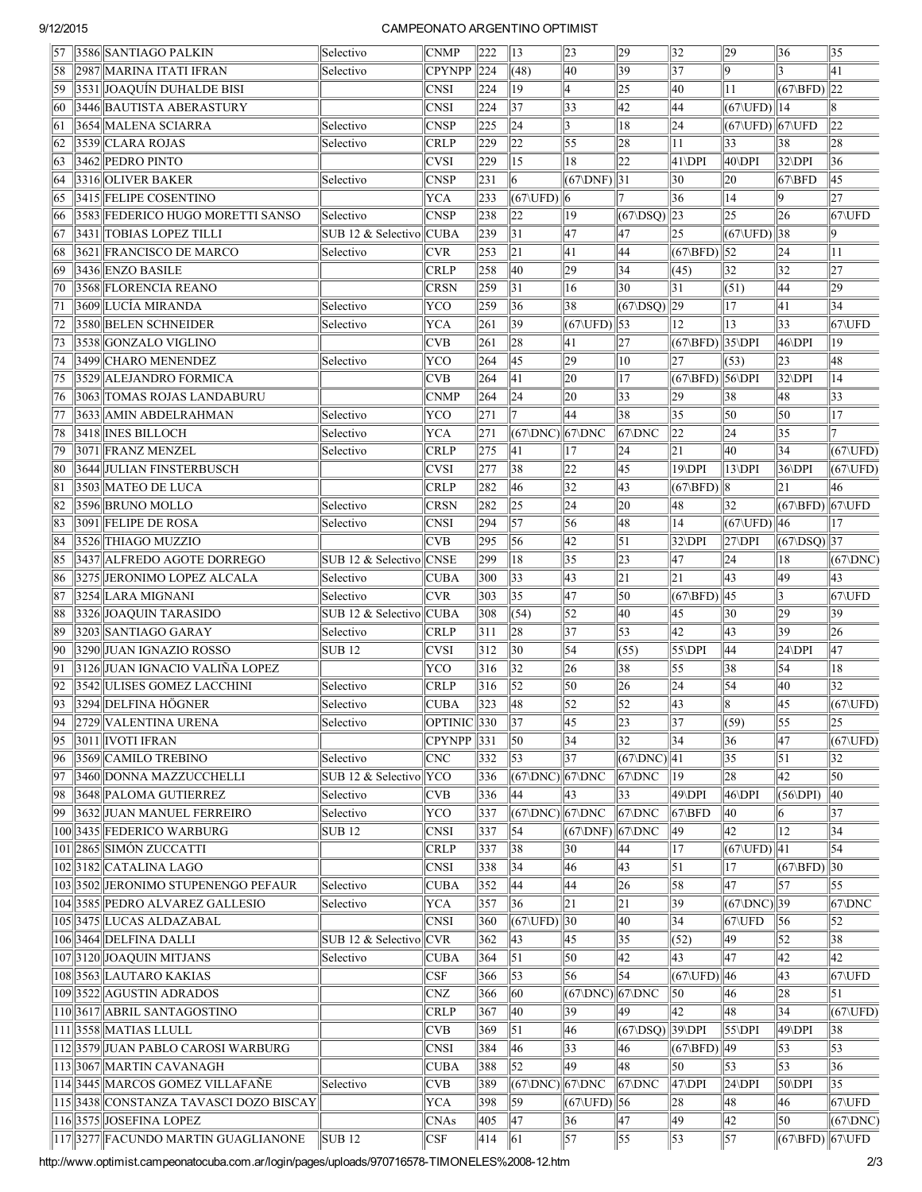| | | | | | | | | | | | | |
|---|---|---|---|---|---|---|---|---|---|---|---|---|
| 57 | 3586 | SANTIAGO PALKIN | Selectivo | CNMP | 222 | 13 | 23 | 29 | 32 | 29 | 36 | 35 |
| 58 | 2987 | MARINA ITATI IFRAN | Selectivo | CPYNPP | 224 | (48) | 40 | 39 | 37 | 9 | 3 | 41 |
| 59 | 3531 | JOAQUÍN DUHALDE BISI | | CNSI | 224 | 19 | 4 | 25 | 40 | 11 | (67\BFD) | 22 |
| 60 | 3446 | BAUTISTA ABERASTURY | | CNSI | 224 | 37 | 33 | 42 | 44 | (67\UFD) | 14 | 8 |
| 61 | 3654 | MALENA SCIARRA | Selectivo | CNSP | 225 | 24 | 3 | 18 | 24 | (67\UFD) | 67\UFD | 22 |
| 62 | 3539 | CLARA ROJAS | Selectivo | CRLP | 229 | 22 | 55 | 28 | 11 | 33 | 38 | 28 |
| 63 | 3462 | PEDRO PINTO | | CVSI | 229 | 15 | 18 | 22 | 41\DPI | 40\DPI | 32\DPI | 36 |
| 64 | 3316 | OLIVER BAKER | Selectivo | CNSP | 231 | 6 | (67\DNF) | 31 | 30 | 20 | 67\BFD | 45 |
| 65 | 3415 | FELIPE COSENTINO | | YCA | 233 | (67\UFD) | 6 | 7 | 36 | 14 | 9 | 27 |
| 66 | 3583 | FEDERICO HUGO MORETTI SANSO | Selectivo | CNSP | 238 | 22 | 19 | (67\DSQ) | 23 | 25 | 26 | 67\UFD |
| 67 | 3431 | TOBIAS LOPEZ TILLI | SUB 12 & Selectivo | CUBA | 239 | 31 | 47 | 47 | 25 | (67\UFD) | 38 | 9 |
| 68 | 3621 | FRANCISCO DE MARCO | Selectivo | CVR | 253 | 21 | 41 | 44 | (67\BFD) | 52 | 24 | 11 |
| 69 | 3436 | ENZO BASILE | | CRLP | 258 | 40 | 29 | 34 | (45) | 32 | 32 | 27 |
| 70 | 3568 | FLORENCIA REANO | | CRSN | 259 | 31 | 16 | 30 | 31 | (51) | 44 | 29 |
| 71 | 3609 | LUCÍA MIRANDA | Selectivo | YCO | 259 | 36 | 38 | (67\DSQ) | 29 | 17 | 41 | 34 |
| 72 | 3580 | BELEN SCHNEIDER | Selectivo | YCA | 261 | 39 | (67\UFD) | 53 | 12 | 13 | 33 | 67\UFD |
| 73 | 3538 | GONZALO VIGLINO | | CVB | 261 | 28 | 41 | 27 | (67\BFD) | 35\DPI | 46\DPI | 19 |
| 74 | 3499 | CHARO MENENDEZ | Selectivo | YCO | 264 | 45 | 29 | 10 | 27 | (53) | 23 | 48 |
| 75 | 3529 | ALEJANDRO FORMICA | | CVB | 264 | 41 | 20 | 17 | (67\BFD) | 56\DPI | 32\DPI | 14 |
| 76 | 3063 | TOMAS ROJAS LANDABURU | | CNMP | 264 | 24 | 20 | 33 | 29 | 38 | 48 | 33 |
| 77 | 3633 | AMIN ABDELRAHMAN | Selectivo | YCO | 271 | 7 | 44 | 38 | 35 | 50 | 50 | 17 |
| 78 | 3418 | INES BILLOCH | Selectivo | YCA | 271 | (67\DNC) | 67\DNC | 67\DNC | 22 | 24 | 35 | 7 |
| 79 | 3071 | FRANZ MENZEL | Selectivo | CRLP | 275 | 41 | 17 | 24 | 21 | 40 | 34 | (67\UFD) |
| 80 | 3644 | JULIAN FINSTERBUSCH | | CVSI | 277 | 38 | 22 | 45 | 19\DPI | 13\DPI | 36\DPI | (67\UFD) |
| 81 | 3503 | MATEO DE LUCA | | CRLP | 282 | 46 | 32 | 43 | (67\BFD) | 8 | 21 | 46 |
| 82 | 3596 | BRUNO MOLLO | Selectivo | CRSN | 282 | 25 | 24 | 20 | 48 | 32 | (67\BFD) | 67\UFD |
| 83 | 3091 | FELIPE DE ROSA | Selectivo | CNSI | 294 | 57 | 56 | 48 | 14 | (67\UFD) | 46 | 17 |
| 84 | 3526 | THIAGO MUZZIO | | CVB | 295 | 56 | 42 | 51 | 32\DPI | 27\DPI | (67\DSQ) | 37 |
| 85 | 3437 | ALFREDO AGOTE DORREGO | SUB 12 & Selectivo | CNSE | 299 | 18 | 35 | 23 | 47 | 24 | 18 | (67\DNC) |
| 86 | 3275 | JERONIMO LOPEZ ALCALA | Selectivo | CUBA | 300 | 33 | 43 | 21 | 21 | 43 | 49 | 43 |
| 87 | 3254 | LARA MIGNANI | Selectivo | CVR | 303 | 35 | 47 | 50 | (67\BFD) | 45 | 3 | 67\UFD |
| 88 | 3326 | JOAQUIN TARASIDO | SUB 12 & Selectivo | CUBA | 308 | (54) | 52 | 40 | 45 | 30 | 29 | 39 |
| 89 | 3203 | SANTIAGO GARAY | Selectivo | CRLP | 311 | 28 | 37 | 53 | 42 | 43 | 39 | 26 |
| 90 | 3290 | JUAN IGNAZIO ROSSO | SUB 12 | CVSI | 312 | 30 | 54 | (55) | 55\DPI | 44 | 24\DPI | 47 |
| 91 | 3126 | JUAN IGNACIO VALIÑA LOPEZ | | YCO | 316 | 32 | 26 | 38 | 55 | 38 | 54 | 18 |
| 92 | 3542 | ULISES GOMEZ LACCHINI | Selectivo | CRLP | 316 | 52 | 50 | 26 | 24 | 54 | 40 | 32 |
| 93 | 3294 | DELFINA HÖGNER | Selectivo | CUBA | 323 | 48 | 52 | 52 | 43 | 8 | 45 | (67\UFD) |
| 94 | 2729 | VALENTINA URENA | Selectivo | OPTINIC | 330 | 37 | 45 | 23 | 37 | (59) | 55 | 25 |
| 95 | 3011 | IVOTI IFRAN | | CPYNPP | 331 | 50 | 34 | 32 | 34 | 36 | 47 | (67\UFD) |
| 96 | 3569 | CAMILO TREBINO | Selectivo | CNC | 332 | 53 | 37 | (67\DNC) | 41 | 35 | 51 | 32 |
| 97 | 3460 | DONNA MAZZUCCHELLI | SUB 12 & Selectivo | YCO | 336 | (67\DNC) | 67\DNC | 67\DNC | 19 | 28 | 42 | 50 |
| 98 | 3648 | PALOMA GUTIERREZ | Selectivo | CVB | 336 | 44 | 43 | 33 | 49\DPI | 46\DPI | (56\DPI) | 40 |
| 99 | 3632 | JUAN MANUEL FERREIRO | Selectivo | YCO | 337 | (67\DNC) | 67\DNC | 67\DNC | 67\BFD | 40 | 6 | 37 |
| 100 | 3435 | FEDERICO WARBURG | SUB 12 | CNSI | 337 | 54 | (67\DNF) | 67\DNC | 49 | 42 | 12 | 34 |
| 101 | 2865 | SIMÓN ZUCCATTI | | CRLP | 337 | 38 | 30 | 44 | 17 | (67\UFD) | 41 | 54 |
| 102 | 3182 | CATALINA LAGO | | CNSI | 338 | 34 | 46 | 43 | 51 | 17 | (67\BFD) | 30 |
| 103 | 3502 | JERONIMO STUPENENGO PEFAUR | Selectivo | CUBA | 352 | 44 | 44 | 26 | 58 | 47 | 57 | 55 |
| 104 | 3585 | PEDRO ALVAREZ GALLESIO | Selectivo | YCA | 357 | 36 | 21 | 21 | 39 | (67\DNC) | 39 | 67\DNC |
| 105 | 3475 | LUCAS ALDAZABAL | | CNSI | 360 | (67\UFD) | 30 | 40 | 34 | 67\UFD | 56 | 52 |
| 106 | 3464 | DELFINA DALLI | SUB 12 & Selectivo | CVR | 362 | 43 | 45 | 35 | (52) | 49 | 52 | 38 |
| 107 | 3120 | JOAQUIN MITJANS | Selectivo | CUBA | 364 | 51 | 50 | 42 | 43 | 47 | 42 | 42 |
| 108 | 3563 | LAUTARO KAKIAS | | CSF | 366 | 53 | 56 | 54 | (67\UFD) | 46 | 43 | 67\UFD |
| 109 | 3522 | AGUSTIN ADRADOS | | CNZ | 366 | 60 | (67\DNC) | 67\DNC | 50 | 46 | 28 | 51 |
| 110 | 3617 | ABRIL SANTAGOSTINO | | CRLP | 367 | 40 | 39 | 49 | 42 | 48 | 34 | (67\UFD) |
| 111 | 3558 | MATIAS LLULL | | CVB | 369 | 51 | 46 | (67\DSQ) | 39\DPI | 55\DPI | 49\DPI | 38 |
| 112 | 3579 | JUAN PABLO CAROSI WARBURG | | CNSI | 384 | 46 | 33 | 46 | (67\BFD) | 49 | 53 | 53 |
| 113 | 3067 | MARTIN CAVANAGH | | CUBA | 388 | 52 | 49 | 48 | 50 | 53 | 53 | 36 |
| 114 | 3445 | MARCOS GOMEZ VILLAFAÑE | Selectivo | CVB | 389 | (67\DNC) | 67\DNC | 67\DNC | 47\DPI | 24\DPI | 50\DPI | 35 |
| 115 | 3438 | CONSTANZA TAVASCI DOZO BISCAY | | YCA | 398 | 59 | (67\UFD) | 56 | 28 | 48 | 46 | 67\UFD |
| 116 | 3575 | JOSEFINA LOPEZ | | CNAs | 405 | 47 | 36 | 47 | 49 | 42 | 50 | (67\DNC) |
| 117 | 3277 | FACUNDO MARTIN GUAGLIANONE | SUB 12 | CSF | 414 | 61 | 57 | 55 | 53 | 57 | (67\BFD) | 67\UFD |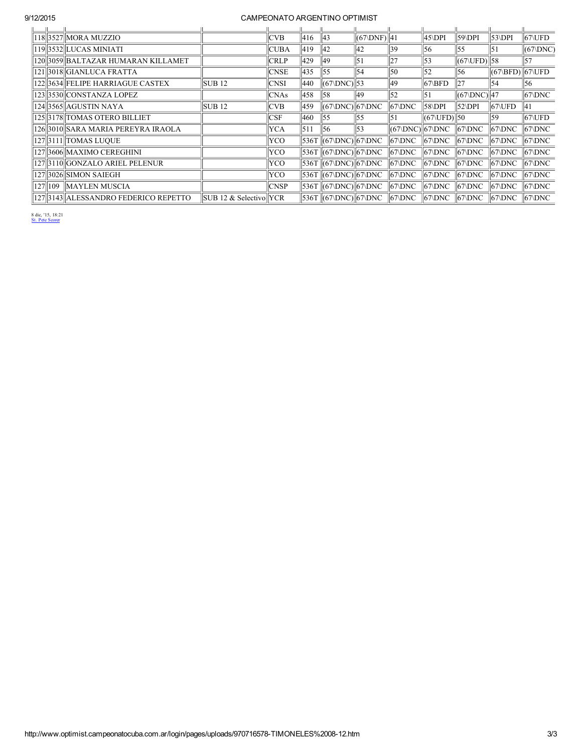| | | | | | | | | | | | | | |
|---|---|---|---|---|---|---|---|---|---|---|---|---|---|
| 118 | 3527 | MORA MUZZIO | | CVB | 416 | 43 | (67\DNF) | 41 | 45\DPI | 59\DPI | 53\DPI | 67\UFD |
| 119 | 3532 | LUCAS MINIATI | | CUBA | 419 | 42 | 42 | 39 | 56 | 55 | 51 | (67\DNC) |
| 120 | 3059 | BALTAZAR HUMARAN KILLAMET | | CRLP | 429 | 49 | 51 | 27 | 53 | (67\UFD) | 58 | 57 |
| 121 | 3018 | GIANLUCA FRATTA | | CNSE | 435 | 55 | 54 | 50 | 52 | 56 | (67\BFD) | 67\UFD |
| 122 | 3634 | FELIPE HARRIAGUE CASTEX | SUB 12 | CNSI | 440 | (67\DNC) | 53 | 49 | 67\BFD | 27 | 54 | 56 |
| 123 | 3530 | CONSTANZA LOPEZ | | CNAs | 458 | 58 | 49 | 52 | 51 | (67\DNC) | 47 | 67\DNC |
| 124 | 3565 | AGUSTIN NAYA | SUB 12 | CVB | 459 | (67\DNC) | 67\DNC | 67\DNC | 58\DPI | 52\DPI | 67\UFD | 41 |
| 125 | 3178 | TOMAS OTERO BILLIET | | CSF | 460 | 55 | 55 | 51 | (67\UFD) | 50 | 59 | 67\UFD |
| 126 | 3010 | SARA MARIA PEREYRA IRAOLA | | YCA | 511 | 56 | 53 | (67\DNC) | 67\DNC | 67\DNC | 67\DNC | 67\DNC |
| 127 | 3111 | TOMAS LUQUE | | YCO | 536T | (67\DNC) | 67\DNC | 67\DNC | 67\DNC | 67\DNC | 67\DNC | 67\DNC |
| 127 | 3606 | MAXIMO CEREGHINI | | YCO | 536T | (67\DNC) | 67\DNC | 67\DNC | 67\DNC | 67\DNC | 67\DNC | 67\DNC |
| 127 | 3110 | GONZALO ARIEL PELENUR | | YCO | 536T | (67\DNC) | 67\DNC | 67\DNC | 67\DNC | 67\DNC | 67\DNC | 67\DNC |
| 127 | 3026 | SIMON SAIEGH | | YCO | 536T | (67\DNC) | 67\DNC | 67\DNC | 67\DNC | 67\DNC | 67\DNC | 67\DNC |
| 127 | 109 | MAYLEN MUSCIA | | CNSP | 536T | (67\DNC) | 67\DNC | 67\DNC | 67\DNC | 67\DNC | 67\DNC | 67\DNC |
| 127 | 3143 | ALESSANDRO FEDERICO REPETTO | SUB 12 & Selectivo | YCR | 536T | (67\DNC) | 67\DNC | 67\DNC | 67\DNC | 67\DNC | 67\DNC | 67\DNC |

8 dic, '15, 18:21
St. Pete Scorer